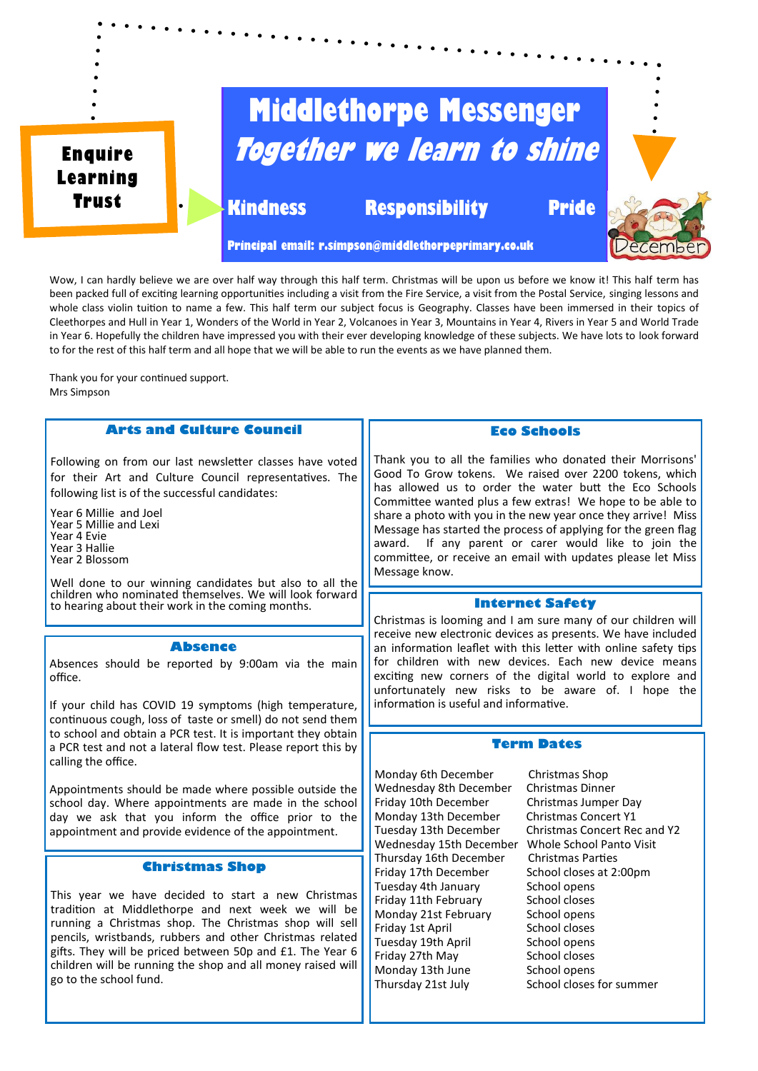Enquire Learning Trust

# Middlethorpe Messenger

## *Together we learn to shine*

**Kindness** **Responsibility** **Pride**

**Principal email: r.simpson@middlethorpeprimary.co.uk**

December

Wow, I can hardly believe we are over half way through this half term. Christmas will be upon us before we know it! This half term has been packed full of exciting learning opportunities including a visit from the Fire Service, a visit from the Postal Service, singing lessons and whole class violin tuition to name a few. This half term our subject focus is Geography. Classes have been immersed in their topics of Cleethorpes and Hull in Year 1, Wonders of the World in Year 2, Volcanoes in Year 3, Mountains in Year 4, Rivers in Year 5 and World Trade in Year 6. Hopefully the children have impressed you with their ever developing knowledge of these subjects. We have lots to look forward to for the rest of this half term and all hope that we will be able to run the events as we have planned them.

Thank you for your continued support.
Mrs Simpson

### Arts and Culture Council

Following on from our last newsletter classes have voted for their Art and Culture Council representatives. The following list is of the successful candidates:

Year 6 Millie and Joel
Year 5 Millie and Lexi
Year 4 Evie
Year 3 Hallie
Year 2 Blossom

Well done to our winning candidates but also to all the children who nominated themselves. We will look forward to hearing about their work in the coming months.

### Absence

Absences should be reported by 9:00am via the main office.

If your child has COVID 19 symptoms (high temperature, continuous cough, loss of taste or smell) do not send them to school and obtain a PCR test. It is important they obtain a PCR test and not a lateral flow test. Please report this by calling the office.

Appointments should be made where possible outside the school day. Where appointments are made in the school day we ask that you inform the office prior to the appointment and provide evidence of the appointment.

### Christmas Shop

This year we have decided to start a new Christmas tradition at Middlethorpe and next week we will be running a Christmas shop. The Christmas shop will sell pencils, wristbands, rubbers and other Christmas related gifts. They will be priced between 50p and £1. The Year 6 children will be running the shop and all money raised will go to the school fund.

### Eco Schools

Thank you to all the families who donated their Morrisons' Good To Grow tokens. We raised over 2200 tokens, which has allowed us to order the water butt the Eco Schools Committee wanted plus a few extras! We hope to be able to share a photo with you in the new year once they arrive! Miss Message has started the process of applying for the green flag award. If any parent or carer would like to join the committee, or receive an email with updates please let Miss Message know.

### Internet Safety

Christmas is looming and I am sure many of our children will receive new electronic devices as presents. We have included an information leaflet with this letter with online safety tips for children with new devices. Each new device means exciting new corners of the digital world to explore and unfortunately new risks to be aware of. I hope the information is useful and informative.

### Term Dates

| | |
|---|---|
| Monday 6th December | Christmas Shop |
| Wednesday 8th December | Christmas Dinner |
| Friday 10th December | Christmas Jumper Day |
| Monday 13th December | Christmas Concert Y1 |
| Tuesday 13th December | Christmas Concert Rec and Y2 |
| Wednesday 15th December | Whole School Panto Visit |
| Thursday 16th December | Christmas Parties |
| Friday 17th December | School closes at 2:00pm |
| Tuesday 4th January | School opens |
| Friday 11th February | School closes |
| Monday 21st February | School opens |
| Friday 1st April | School closes |
| Tuesday 19th April | School opens |
| Friday 27th May | School closes |
| Monday 13th June | School opens |
| Thursday 21st July | School closes for summer |